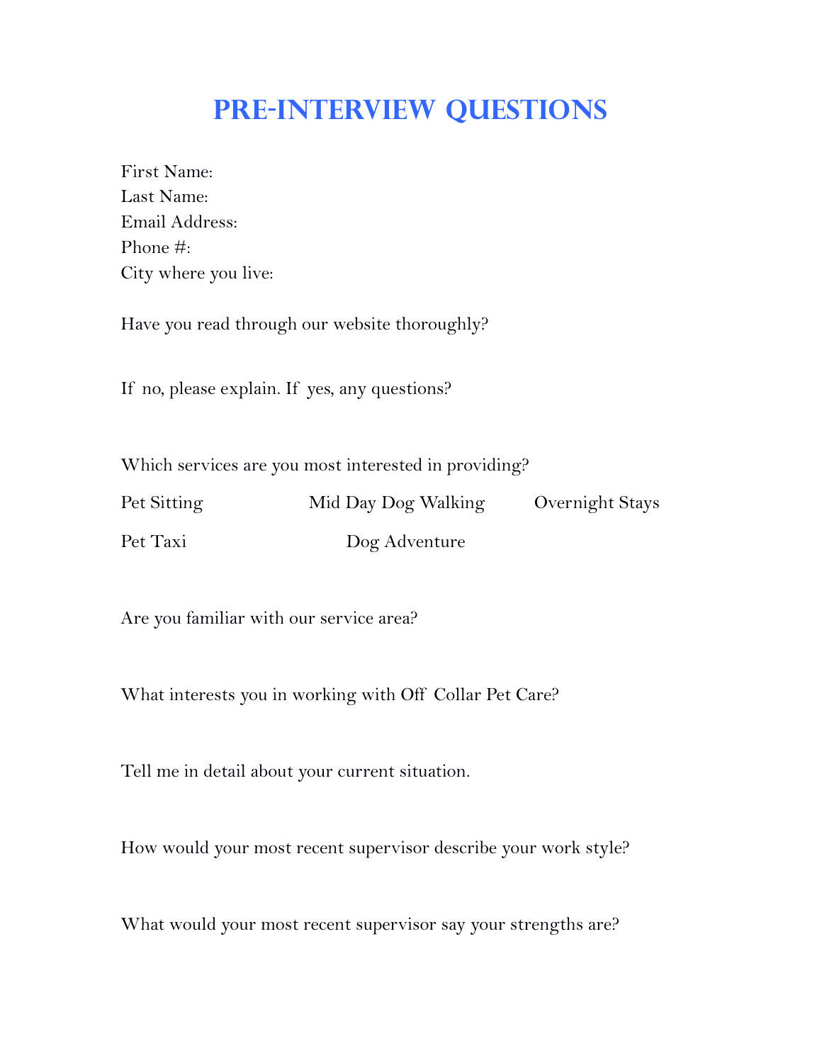# PRE-INTERVIEW QUESTIONS

First Name:
Last Name:
Email Address:
Phone #:
City where you live:

Have you read through our website thoroughly?

If no, please explain. If yes, any questions?

Which services are you most interested in providing?

Pet Sitting

Mid Day Dog Walking

Overnight Stays

Pet Taxi

Dog Adventure

Are you familiar with our service area?

What interests you in working with Off Collar Pet Care?

Tell me in detail about your current situation.

How would your most recent supervisor describe your work style?

What would your most recent supervisor say your strengths are?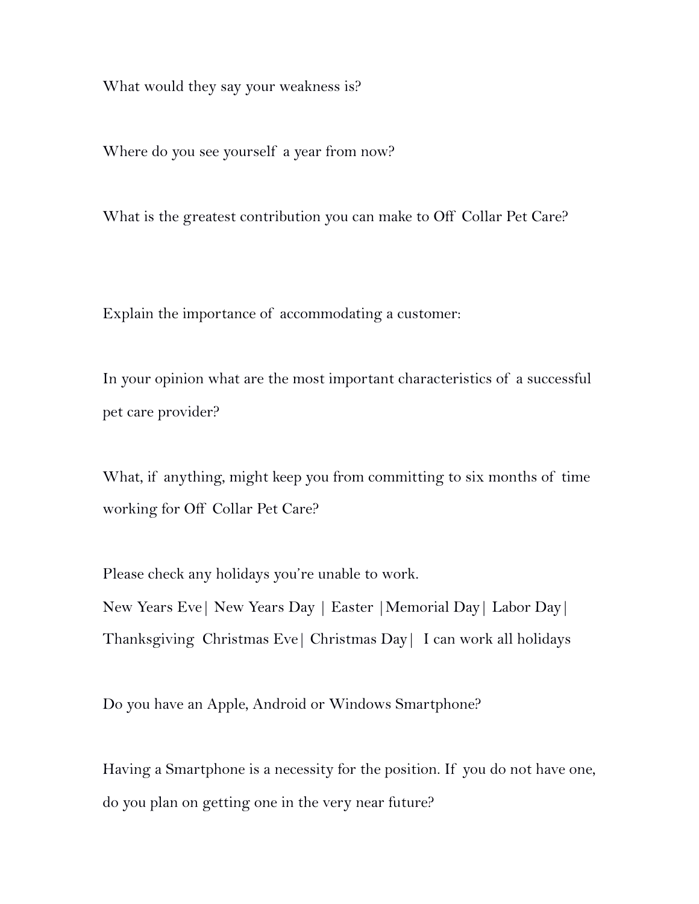What would they say your weakness is?

Where do you see yourself a year from now?

What is the greatest contribution you can make to Off Collar Pet Care?

Explain the importance of accommodating a customer:

In your opinion what are the most important characteristics of a successful pet care provider?

What, if anything, might keep you from committing to six months of time working for Off Collar Pet Care?

Please check any holidays you're unable to work.
New Years Eve| New Years Day | Easter |Memorial Day| Labor Day|
Thanksgiving Christmas Eve| Christmas Day| I can work all holidays

Do you have an Apple, Android or Windows Smartphone?

Having a Smartphone is a necessity for the position. If you do not have one, do you plan on getting one in the very near future?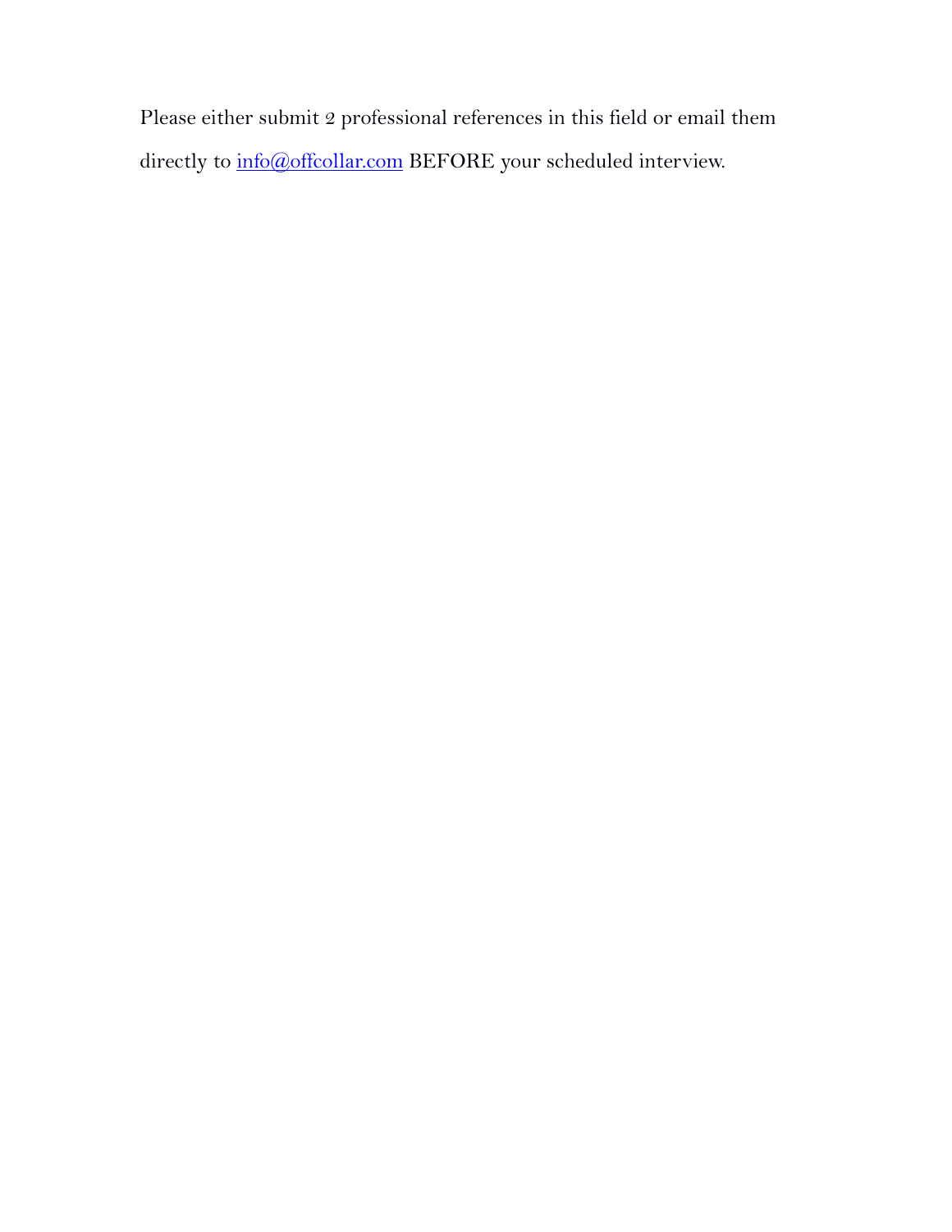Please either submit 2 professional references in this field or email them directly to info@offcollar.com BEFORE your scheduled interview.